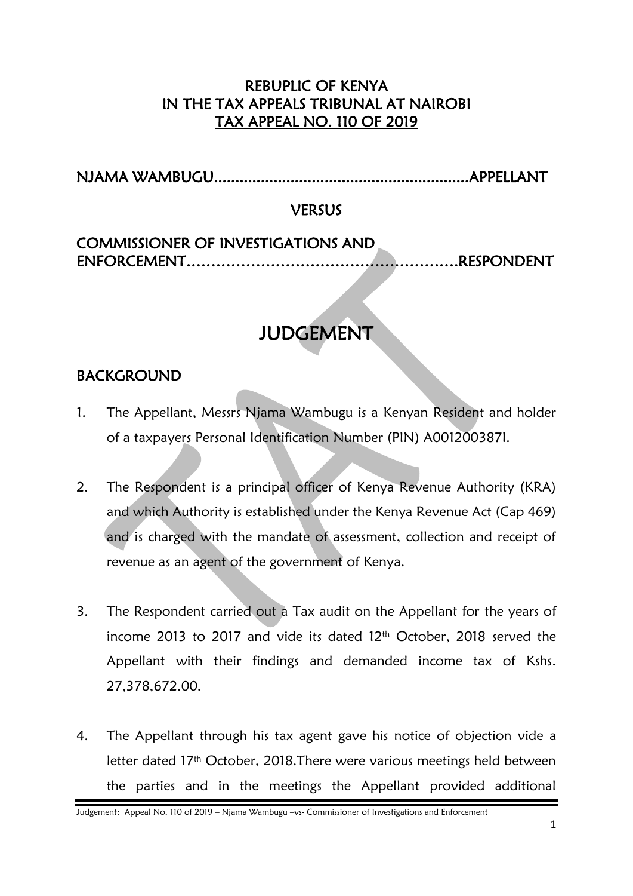**REBUPLIC OF KENYA**
**IN THE TAX APPEALS TRIBUNAL AT NAIROBI**
**TAX APPEAL NO. 110 OF 2019**

**NJAMA WAMBUGU...........................................................APPELLANT**

**VERSUS**

**COMMISSIONER OF INVESTIGATIONS AND ENFORCEMENT……………………………………………….RESPONDENT**

# JUDGEMENT

## BACKGROUND

1. The Appellant, Messrs Njama Wambugu is a Kenyan Resident and holder of a taxpayers Personal Identification Number (PIN) A001200387I.

2. The Respondent is a principal officer of Kenya Revenue Authority (KRA) and which Authority is established under the Kenya Revenue Act (Cap 469) and is charged with the mandate of assessment, collection and receipt of revenue as an agent of the government of Kenya.

3. The Respondent carried out a Tax audit on the Appellant for the years of income 2013 to 2017 and vide its dated 12th October, 2018 served the Appellant with their findings and demanded income tax of Kshs. 27,378,672.00.

4. The Appellant through his tax agent gave his notice of objection vide a letter dated 17th October, 2018.There were various meetings held between the parties and in the meetings the Appellant provided additional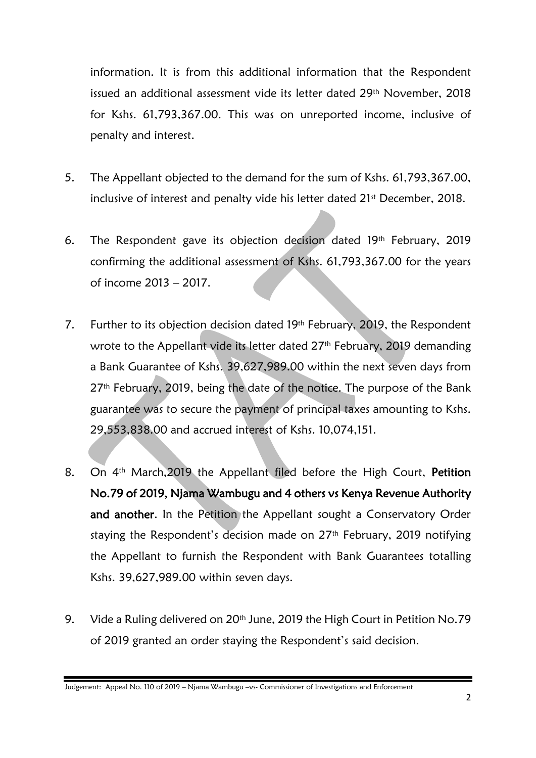information. It is from this additional information that the Respondent issued an additional assessment vide its letter dated 29th November, 2018 for Kshs. 61,793,367.00. This was on unreported income, inclusive of penalty and interest.

5. The Appellant objected to the demand for the sum of Kshs. 61,793,367.00, inclusive of interest and penalty vide his letter dated 21st December, 2018.

6. The Respondent gave its objection decision dated 19th February, 2019 confirming the additional assessment of Kshs. 61,793,367.00 for the years of income 2013 – 2017.

7. Further to its objection decision dated 19th February, 2019, the Respondent wrote to the Appellant vide its letter dated 27th February, 2019 demanding a Bank Guarantee of Kshs. 39,627,989.00 within the next seven days from 27th February, 2019, being the date of the notice. The purpose of the Bank guarantee was to secure the payment of principal taxes amounting to Kshs. 29,553,838.00 and accrued interest of Kshs. 10,074,151.

8. On 4th March,2019 the Appellant filed before the High Court, **Petition No.79 of 2019, Njama Wambugu and 4 others vs Kenya Revenue Authority and another**. In the Petition the Appellant sought a Conservatory Order staying the Respondent's decision made on 27th February, 2019 notifying the Appellant to furnish the Respondent with Bank Guarantees totalling Kshs. 39,627,989.00 within seven days.

9. Vide a Ruling delivered on 20th June, 2019 the High Court in Petition No.79 of 2019 granted an order staying the Respondent's said decision.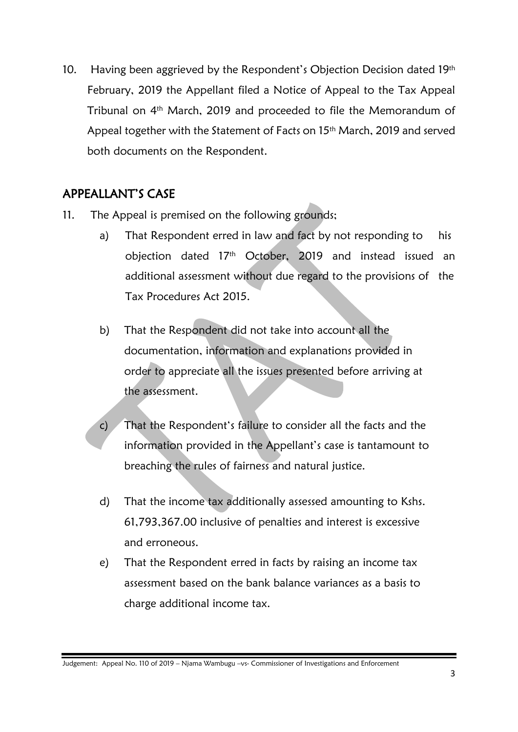10. Having been aggrieved by the Respondent's Objection Decision dated 19th February, 2019 the Appellant filed a Notice of Appeal to the Tax Appeal Tribunal on 4th March, 2019 and proceeded to file the Memorandum of Appeal together with the Statement of Facts on 15th March, 2019 and served both documents on the Respondent.

## APPEALLANT'S CASE

11. The Appeal is premised on the following grounds;

    a) That Respondent erred in law and fact by not responding to his objection dated 17th October, 2019 and instead issued an additional assessment without due regard to the provisions of the Tax Procedures Act 2015.

    b) That the Respondent did not take into account all the documentation, information and explanations provided in order to appreciate all the issues presented before arriving at the assessment.

    c) That the Respondent's failure to consider all the facts and the information provided in the Appellant's case is tantamount to breaching the rules of fairness and natural justice.

    d) That the income tax additionally assessed amounting to Kshs. 61,793,367.00 inclusive of penalties and interest is excessive and erroneous.

    e) That the Respondent erred in facts by raising an income tax assessment based on the bank balance variances as a basis to charge additional income tax.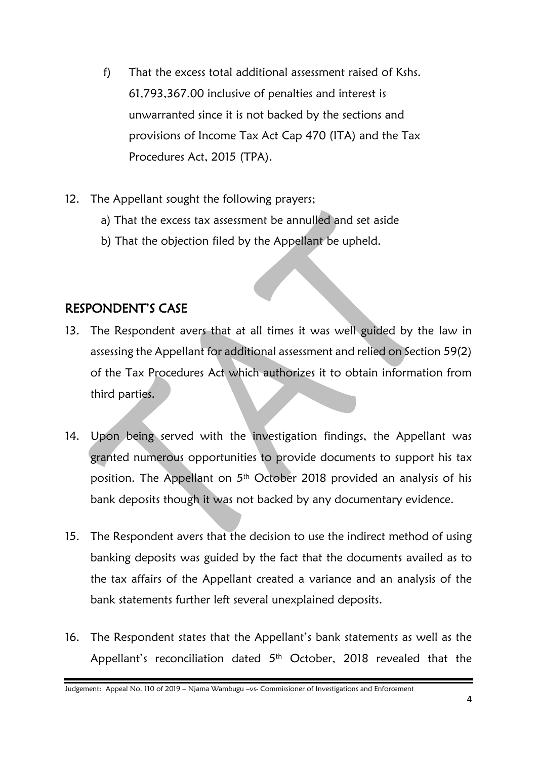f) That the excess total additional assessment raised of Kshs. 61,793,367.00 inclusive of penalties and interest is unwarranted since it is not backed by the sections and provisions of Income Tax Act Cap 470 (ITA) and the Tax Procedures Act, 2015 (TPA).

12. The Appellant sought the following prayers;
    a) That the excess tax assessment be annulled and set aside
    b) That the objection filed by the Appellant be upheld.

## RESPONDENT'S CASE

13. The Respondent avers that at all times it was well guided by the law in assessing the Appellant for additional assessment and relied on Section 59(2) of the Tax Procedures Act which authorizes it to obtain information from third parties.

14. Upon being served with the investigation findings, the Appellant was granted numerous opportunities to provide documents to support his tax position. The Appellant on 5th October 2018 provided an analysis of his bank deposits though it was not backed by any documentary evidence.

15. The Respondent avers that the decision to use the indirect method of using banking deposits was guided by the fact that the documents availed as to the tax affairs of the Appellant created a variance and an analysis of the bank statements further left several unexplained deposits.

16. The Respondent states that the Appellant's bank statements as well as the Appellant's reconciliation dated 5th October, 2018 revealed that the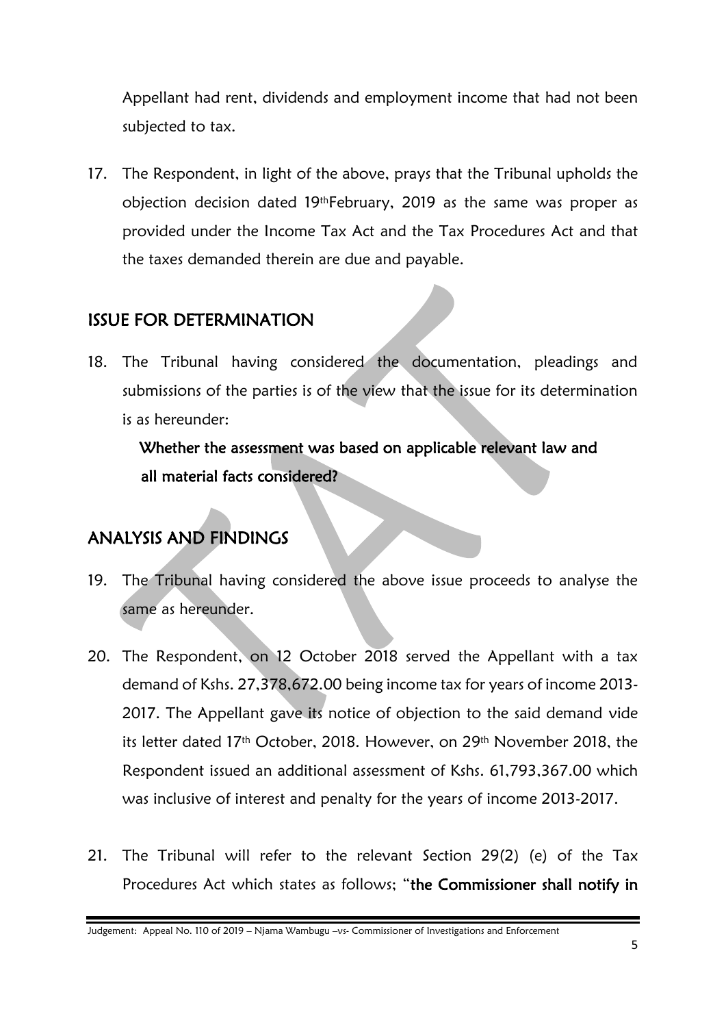Appellant had rent, dividends and employment income that had not been subjected to tax.

17. The Respondent, in light of the above, prays that the Tribunal upholds the objection decision dated 19th February, 2019 as the same was proper as provided under the Income Tax Act and the Tax Procedures Act and that the taxes demanded therein are due and payable.

## ISSUE FOR DETERMINATION

18. The Tribunal having considered the documentation, pleadings and submissions of the parties is of the view that the issue for its determination is as hereunder:

    **Whether the assessment was based on applicable relevant law and all material facts considered?**

## ANALYSIS AND FINDINGS

19. The Tribunal having considered the above issue proceeds to analyse the same as hereunder.

20. The Respondent, on 12 October 2018 served the Appellant with a tax demand of Kshs. 27,378,672.00 being income tax for years of income 2013-2017. The Appellant gave its notice of objection to the said demand vide its letter dated 17th October, 2018. However, on 29th November 2018, the Respondent issued an additional assessment of Kshs. 61,793,367.00 which was inclusive of interest and penalty for the years of income 2013-2017.

21. The Tribunal will refer to the relevant Section 29(2) (e) of the Tax Procedures Act which states as follows; "**the Commissioner shall notify in**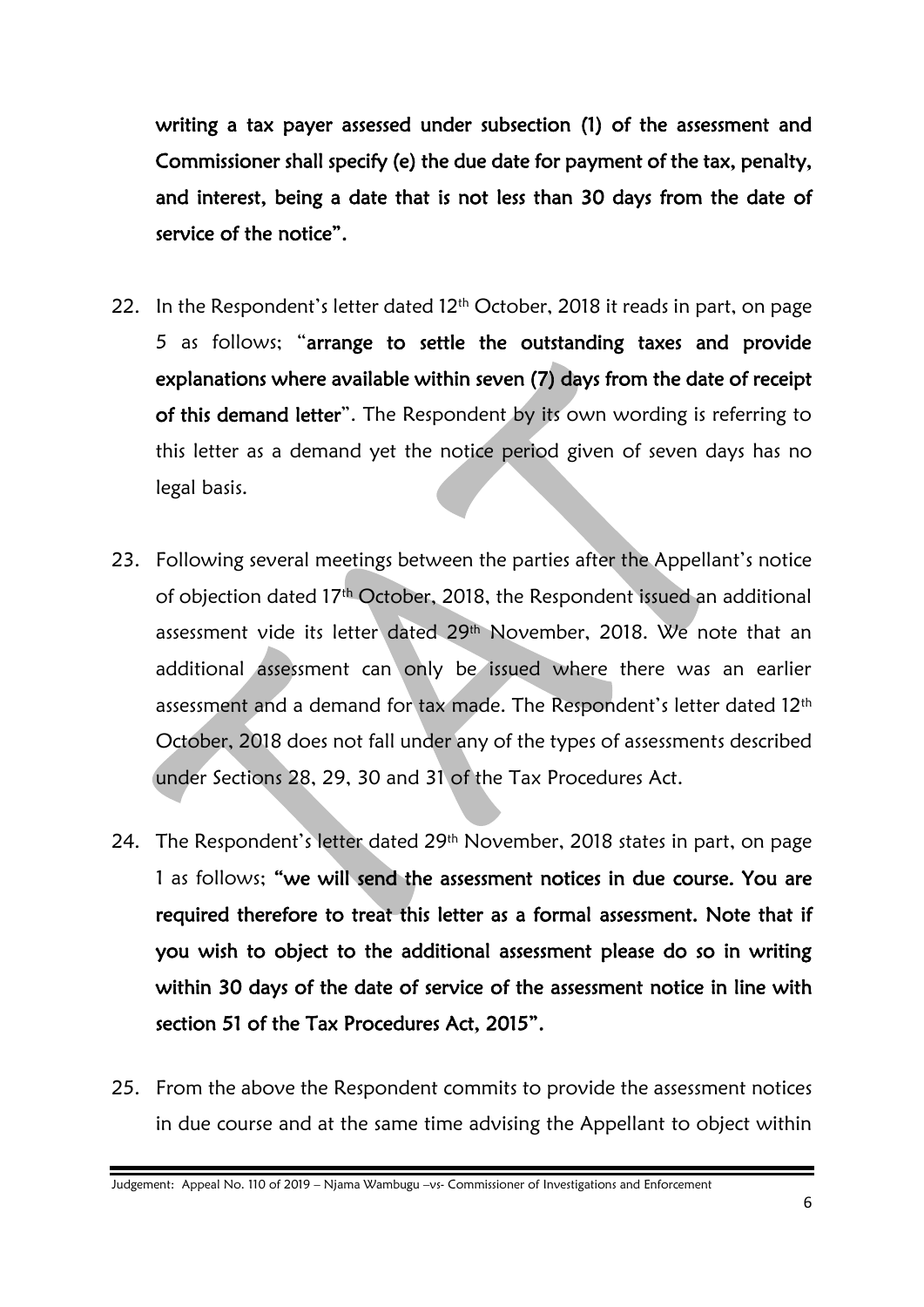**writing a tax payer assessed under subsection (1) of the assessment and Commissioner shall specify (e) the due date for payment of the tax, penalty, and interest, being a date that is not less than 30 days from the date of service of the notice".**

22. In the Respondent's letter dated 12th October, 2018 it reads in part, on page 5 as follows; "**arrange to settle the outstanding taxes and provide explanations where available within seven (7) days from the date of receipt of this demand letter**". The Respondent by its own wording is referring to this letter as a demand yet the notice period given of seven days has no legal basis.

23. Following several meetings between the parties after the Appellant's notice of objection dated 17th October, 2018, the Respondent issued an additional assessment vide its letter dated 29th November, 2018. We note that an additional assessment can only be issued where there was an earlier assessment and a demand for tax made. The Respondent's letter dated 12th October, 2018 does not fall under any of the types of assessments described under Sections 28, 29, 30 and 31 of the Tax Procedures Act.

24. The Respondent's letter dated 29th November, 2018 states in part, on page 1 as follows; **"we will send the assessment notices in due course. You are required therefore to treat this letter as a formal assessment. Note that if you wish to object to the additional assessment please do so in writing within 30 days of the date of service of the assessment notice in line with section 51 of the Tax Procedures Act, 2015".**

25. From the above the Respondent commits to provide the assessment notices in due course and at the same time advising the Appellant to object within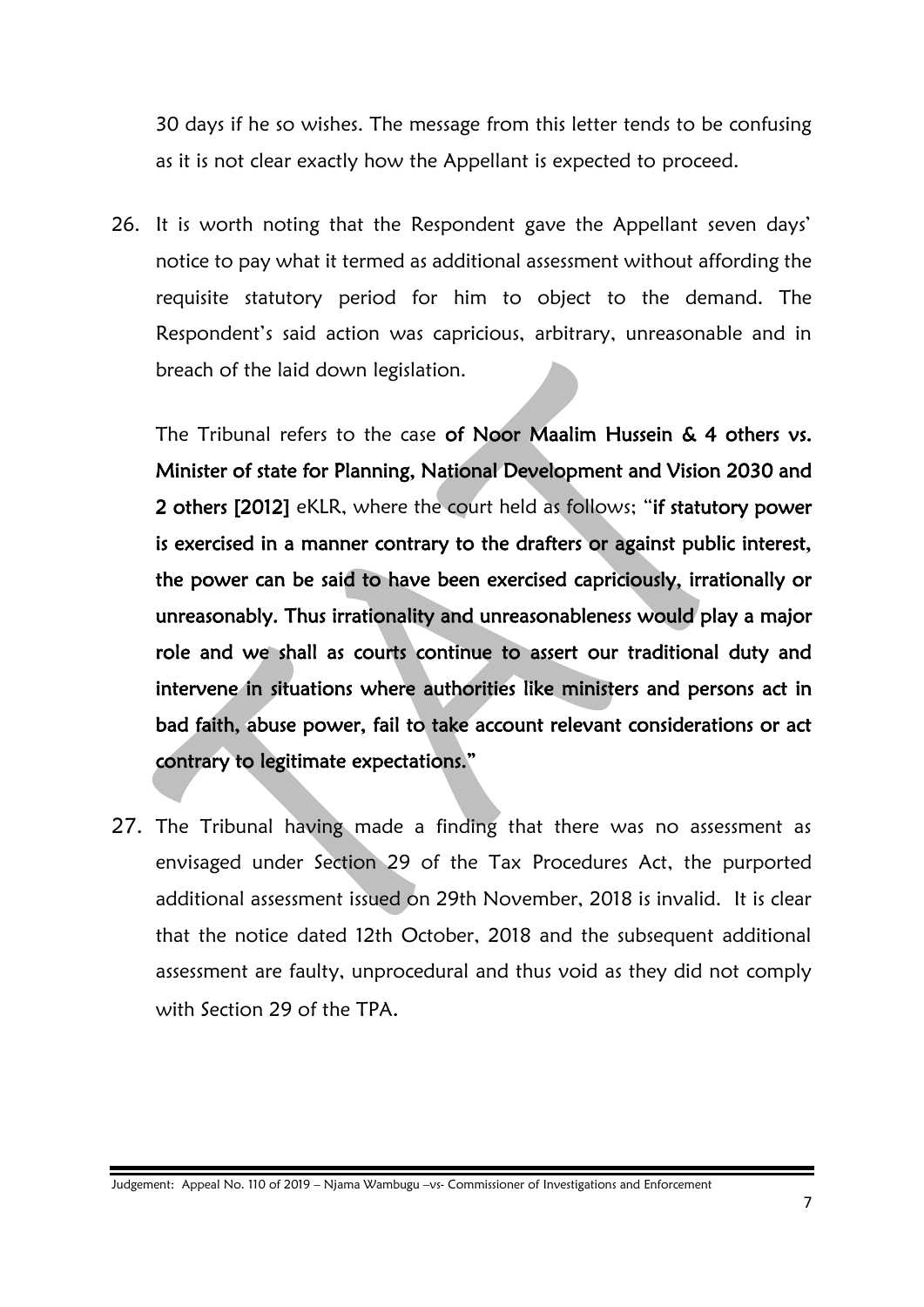30 days if he so wishes. The message from this letter tends to be confusing as it is not clear exactly how the Appellant is expected to proceed.

26. It is worth noting that the Respondent gave the Appellant seven days' notice to pay what it termed as additional assessment without affording the requisite statutory period for him to object to the demand. The Respondent's said action was capricious, arbitrary, unreasonable and in breach of the laid down legislation.

    The Tribunal refers to the case **of Noor Maalim Hussein & 4 others vs. Minister of state for Planning, National Development and Vision 2030 and 2 others [2012]** eKLR, where the court held as follows; "**if statutory power is exercised in a manner contrary to the drafters or against public interest, the power can be said to have been exercised capriciously, irrationally or unreasonably. Thus irrationality and unreasonableness would play a major role and we shall as courts continue to assert our traditional duty and intervene in situations where authorities like ministers and persons act in bad faith, abuse power, fail to take account relevant considerations or act contrary to legitimate expectations.**"

27. The Tribunal having made a finding that there was no assessment as envisaged under Section 29 of the Tax Procedures Act, the purported additional assessment issued on 29th November, 2018 is invalid. It is clear that the notice dated 12th October, 2018 and the subsequent additional assessment are faulty, unprocedural and thus void as they did not comply with Section 29 of the TPA.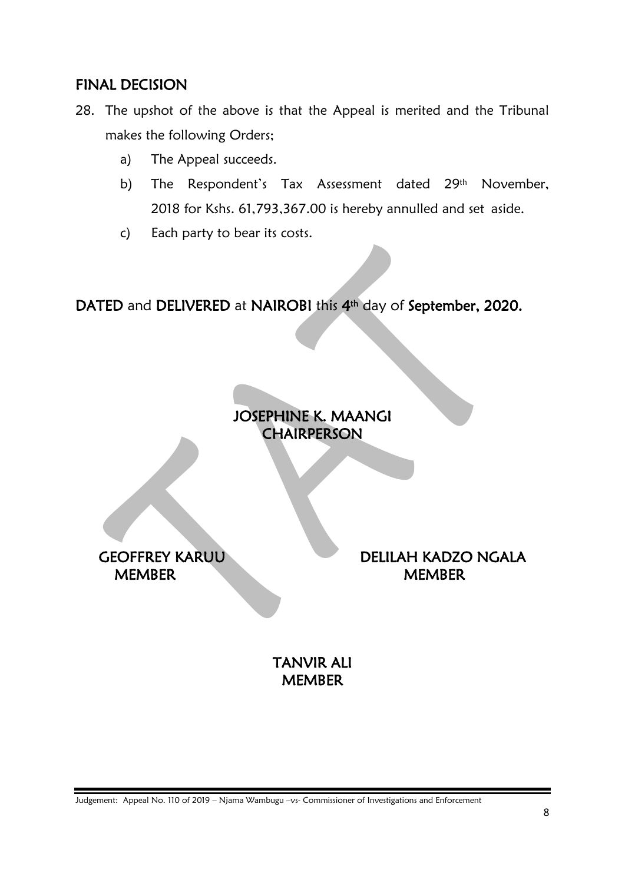## FINAL DECISION

28. The upshot of the above is that the Appeal is merited and the Tribunal makes the following Orders;

    a) The Appeal succeeds.

    b) The Respondent's Tax Assessment dated 29th November, 2018 for Kshs. 61,793,367.00 is hereby annulled and set aside.

    c) Each party to bear its costs.

**DATED** and **DELIVERED** at **NAIROBI** this **4th** day of **September, 2020.**

**JOSEPHINE K. MAANGI**
**CHAIRPERSON**

**GEOFFREY KARUU**
**MEMBER**

**DELILAH KADZO NGALA**
**MEMBER**

**TANVIR ALI**
**MEMBER**